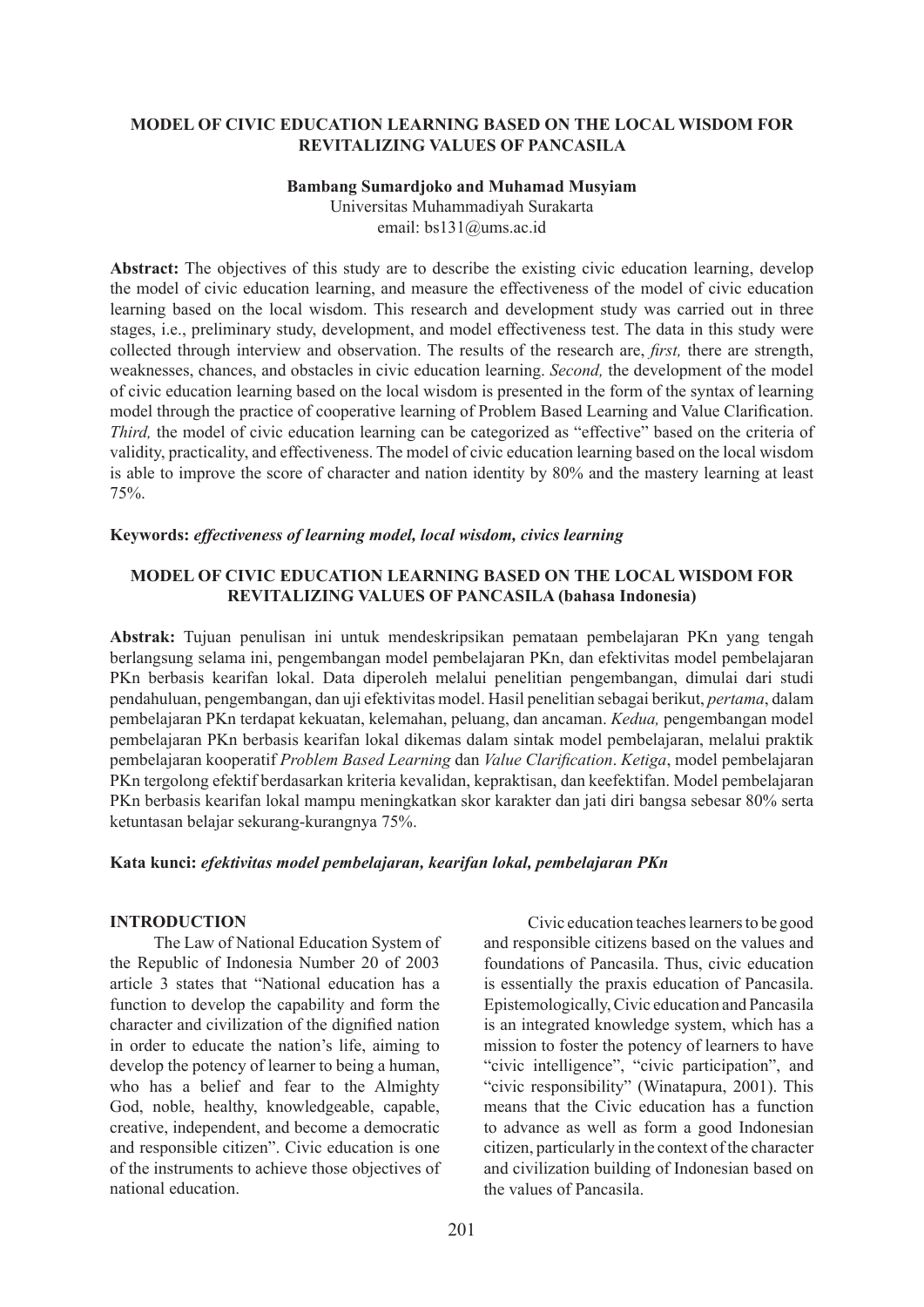# MODEL OF CIVIC EDUCATION LEARNING BASED ON THE LOCAL WISDOM FOR REVITALIZING VALUES OF PANCASILA

**Bambang Sumardjoko and Muhamad Musyiam**

Universitas Muhammadiyah Surakarta

email: bs131@ums.ac.id

**Abstract:** The objectives of this study are to describe the existing civic education learning, develop the model of civic education learning, and measure the effectiveness of the model of civic education learning based on the local wisdom. This research and development study was carried out in three stages, i.e., preliminary study, development, and model effectiveness test. The data in this study were collected through interview and observation. The results of the research are, *first,* there are strength, weaknesses, chances, and obstacles in civic education learning. *Second,* the development of the model of civic education learning based on the local wisdom is presented in the form of the syntax of learning model through the practice of cooperative learning of Problem Based Learning and Value Clarification. *Third,* the model of civic education learning can be categorized as "effective" based on the criteria of validity, practicality, and effectiveness. The model of civic education learning based on the local wisdom is able to improve the score of character and nation identity by 80% and the mastery learning at least 75%.

**Keywords:** ***effectiveness of learning model, local wisdom, civics learning***

## MODEL OF CIVIC EDUCATION LEARNING BASED ON THE LOCAL WISDOM FOR REVITALIZING VALUES OF PANCASILA (bahasa Indonesia)

**Abstrak:** Tujuan penulisan ini untuk mendeskripsikan pemataan pembelajaran PKn yang tengah berlangsung selama ini, pengembangan model pembelajaran PKn, dan efektivitas model pembelajaran PKn berbasis kearifan lokal. Data diperoleh melalui penelitian pengembangan, dimulai dari studi pendahuluan, pengembangan, dan uji efektivitas model. Hasil penelitian sebagai berikut, *pertama*, dalam pembelajaran PKn terdapat kekuatan, kelemahan, peluang, dan ancaman. *Kedua,* pengembangan model pembelajaran PKn berbasis kearifan lokal dikemas dalam sintak model pembelajaran, melalui praktik pembelajaran kooperatif *Problem Based Learning* dan *Value Clarification*. *Ketiga*, model pembelajaran PKn tergolong efektif berdasarkan kriteria kevalidan, kepraktisan, dan keefektifan. Model pembelajaran PKn berbasis kearifan lokal mampu meningkatkan skor karakter dan jati diri bangsa sebesar 80% serta ketuntasan belajar sekurang-kurangnya 75%.

**Kata kunci:** ***efektivitas model pembelajaran, kearifan lokal, pembelajaran PKn***

## INTRODUCTION

The Law of National Education System of the Republic of Indonesia Number 20 of 2003 article 3 states that "National education has a function to develop the capability and form the character and civilization of the dignified nation in order to educate the nation's life, aiming to develop the potency of learner to being a human, who has a belief and fear to the Almighty God, noble, healthy, knowledgeable, capable, creative, independent, and become a democratic and responsible citizen". Civic education is one of the instruments to achieve those objectives of national education.

Civic education teaches learners to be good and responsible citizens based on the values and foundations of Pancasila. Thus, civic education is essentially the praxis education of Pancasila. Epistemologically, Civic education and Pancasila is an integrated knowledge system, which has a mission to foster the potency of learners to have "civic intelligence", "civic participation", and "civic responsibility" (Winatapura, 2001). This means that the Civic education has a function to advance as well as form a good Indonesian citizen, particularly in the context of the character and civilization building of Indonesian based on the values of Pancasila.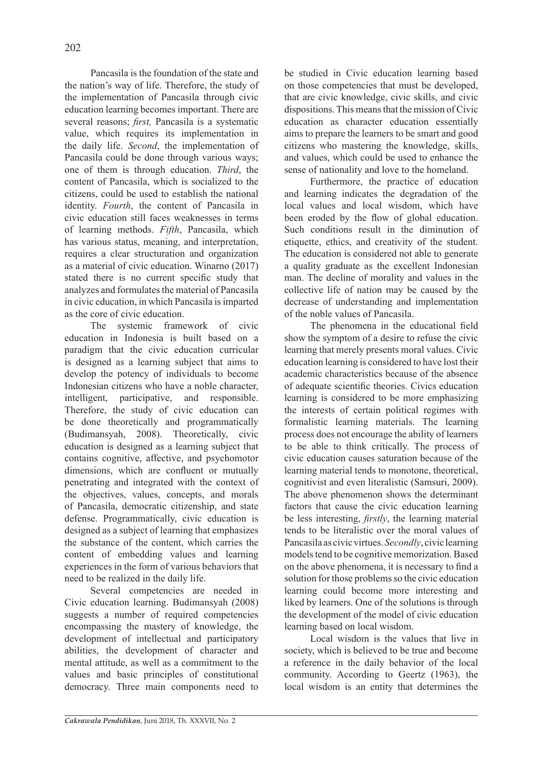Pancasila is the foundation of the state and the nation's way of life. Therefore, the study of the implementation of Pancasila through civic education learning becomes important. There are several reasons; *first,* Pancasila is a systematic value, which requires its implementation in the daily life. *Second*, the implementation of Pancasila could be done through various ways; one of them is through education. *Third*, the content of Pancasila, which is socialized to the citizens, could be used to establish the national identity. *Fourth*, the content of Pancasila in civic education still faces weaknesses in terms of learning methods. *Fifth*, Pancasila, which has various status, meaning, and interpretation, requires a clear structuration and organization as a material of civic education. Winarno (2017) stated there is no current specific study that analyzes and formulates the material of Pancasila in civic education, in which Pancasila is imparted as the core of civic education.

The systemic framework of civic education in Indonesia is built based on a paradigm that the civic education curricular is designed as a learning subject that aims to develop the potency of individuals to become Indonesian citizens who have a noble character, intelligent, participative, and responsible. Therefore, the study of civic education can be done theoretically and programmatically (Budimansyah, 2008). Theoretically, civic education is designed as a learning subject that contains cognitive, affective, and psychomotor dimensions, which are confluent or mutually penetrating and integrated with the context of the objectives, values, concepts, and morals of Pancasila, democratic citizenship, and state defense. Programmatically, civic education is designed as a subject of learning that emphasizes the substance of the content, which carries the content of embedding values and learning experiences in the form of various behaviors that need to be realized in the daily life.

Several competencies are needed in Civic education learning. Budimansyah (2008) suggests a number of required competencies encompassing the mastery of knowledge, the development of intellectual and participatory abilities, the development of character and mental attitude, as well as a commitment to the values and basic principles of constitutional democracy. Three main components need to be studied in Civic education learning based on those competencies that must be developed, that are civic knowledge, civic skills, and civic dispositions. This means that the mission of Civic education as character education essentially aims to prepare the learners to be smart and good citizens who mastering the knowledge, skills, and values, which could be used to enhance the sense of nationality and love to the homeland.

Furthermore, the practice of education and learning indicates the degradation of the local values and local wisdom, which have been eroded by the flow of global education. Such conditions result in the diminution of etiquette, ethics, and creativity of the student. The education is considered not able to generate a quality graduate as the excellent Indonesian man. The decline of morality and values in the collective life of nation may be caused by the decrease of understanding and implementation of the noble values of Pancasila.

The phenomena in the educational field show the symptom of a desire to refuse the civic learning that merely presents moral values. Civic education learning is considered to have lost their academic characteristics because of the absence of adequate scientific theories. Civics education learning is considered to be more emphasizing the interests of certain political regimes with formalistic learning materials. The learning process does not encourage the ability of learners to be able to think critically. The process of civic education causes saturation because of the learning material tends to monotone, theoretical, cognitivist and even literalistic (Samsuri, 2009). The above phenomenon shows the determinant factors that cause the civic education learning be less interesting, *firstly*, the learning material tends to be literalistic over the moral values of Pancasila as civic virtues. *Secondly*, civic learning models tend to be cognitive memorization. Based on the above phenomena, it is necessary to find a solution for those problems so the civic education learning could become more interesting and liked by learners. One of the solutions is through the development of the model of civic education learning based on local wisdom.

Local wisdom is the values that live in society, which is believed to be true and become a reference in the daily behavior of the local community. According to Geertz (1963), the local wisdom is an entity that determines the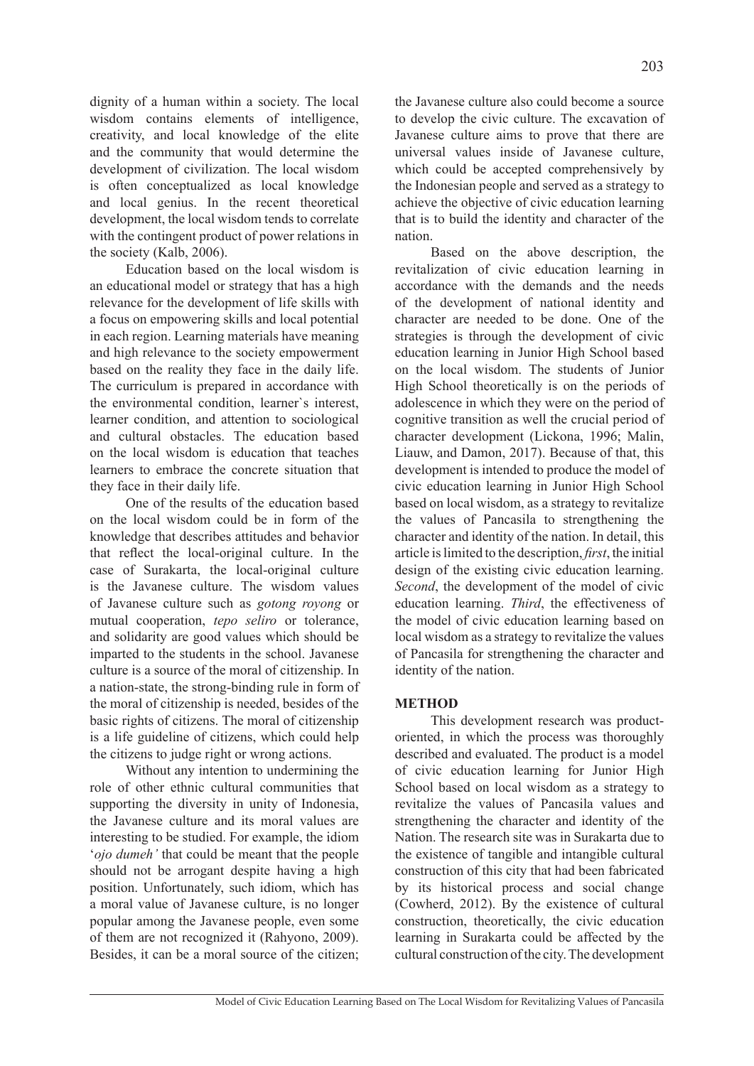dignity of a human within a society. The local wisdom contains elements of intelligence, creativity, and local knowledge of the elite and the community that would determine the development of civilization. The local wisdom is often conceptualized as local knowledge and local genius. In the recent theoretical development, the local wisdom tends to correlate with the contingent product of power relations in the society (Kalb, 2006).

Education based on the local wisdom is an educational model or strategy that has a high relevance for the development of life skills with a focus on empowering skills and local potential in each region. Learning materials have meaning and high relevance to the society empowerment based on the reality they face in the daily life. The curriculum is prepared in accordance with the environmental condition, learner`s interest, learner condition, and attention to sociological and cultural obstacles. The education based on the local wisdom is education that teaches learners to embrace the concrete situation that they face in their daily life.

One of the results of the education based on the local wisdom could be in form of the knowledge that describes attitudes and behavior that reflect the local-original culture. In the case of Surakarta, the local-original culture is the Javanese culture. The wisdom values of Javanese culture such as *gotong royong* or mutual cooperation, *tepo seliro* or tolerance, and solidarity are good values which should be imparted to the students in the school. Javanese culture is a source of the moral of citizenship. In a nation-state, the strong-binding rule in form of the moral of citizenship is needed, besides of the basic rights of citizens. The moral of citizenship is a life guideline of citizens, which could help the citizens to judge right or wrong actions.

Without any intention to undermining the role of other ethnic cultural communities that supporting the diversity in unity of Indonesia, the Javanese culture and its moral values are interesting to be studied. For example, the idiom '*ojo dumeh'* that could be meant that the people should not be arrogant despite having a high position. Unfortunately, such idiom, which has a moral value of Javanese culture, is no longer popular among the Javanese people, even some of them are not recognized it (Rahyono, 2009). Besides, it can be a moral source of the citizen; the Javanese culture also could become a source to develop the civic culture. The excavation of Javanese culture aims to prove that there are universal values inside of Javanese culture, which could be accepted comprehensively by the Indonesian people and served as a strategy to achieve the objective of civic education learning that is to build the identity and character of the nation.

Based on the above description, the revitalization of civic education learning in accordance with the demands and the needs of the development of national identity and character are needed to be done. One of the strategies is through the development of civic education learning in Junior High School based on the local wisdom. The students of Junior High School theoretically is on the periods of adolescence in which they were on the period of cognitive transition as well the crucial period of character development (Lickona, 1996; Malin, Liauw, and Damon, 2017). Because of that, this development is intended to produce the model of civic education learning in Junior High School based on local wisdom, as a strategy to revitalize the values of Pancasila to strengthening the character and identity of the nation. In detail, this article is limited to the description, *first*, the initial design of the existing civic education learning. *Second*, the development of the model of civic education learning. *Third*, the effectiveness of the model of civic education learning based on local wisdom as a strategy to revitalize the values of Pancasila for strengthening the character and identity of the nation.

## METHOD

This development research was product-oriented, in which the process was thoroughly described and evaluated. The product is a model of civic education learning for Junior High School based on local wisdom as a strategy to revitalize the values of Pancasila values and strengthening the character and identity of the Nation. The research site was in Surakarta due to the existence of tangible and intangible cultural construction of this city that had been fabricated by its historical process and social change (Cowherd, 2012). By the existence of cultural construction, theoretically, the civic education learning in Surakarta could be affected by the cultural construction of the city. The development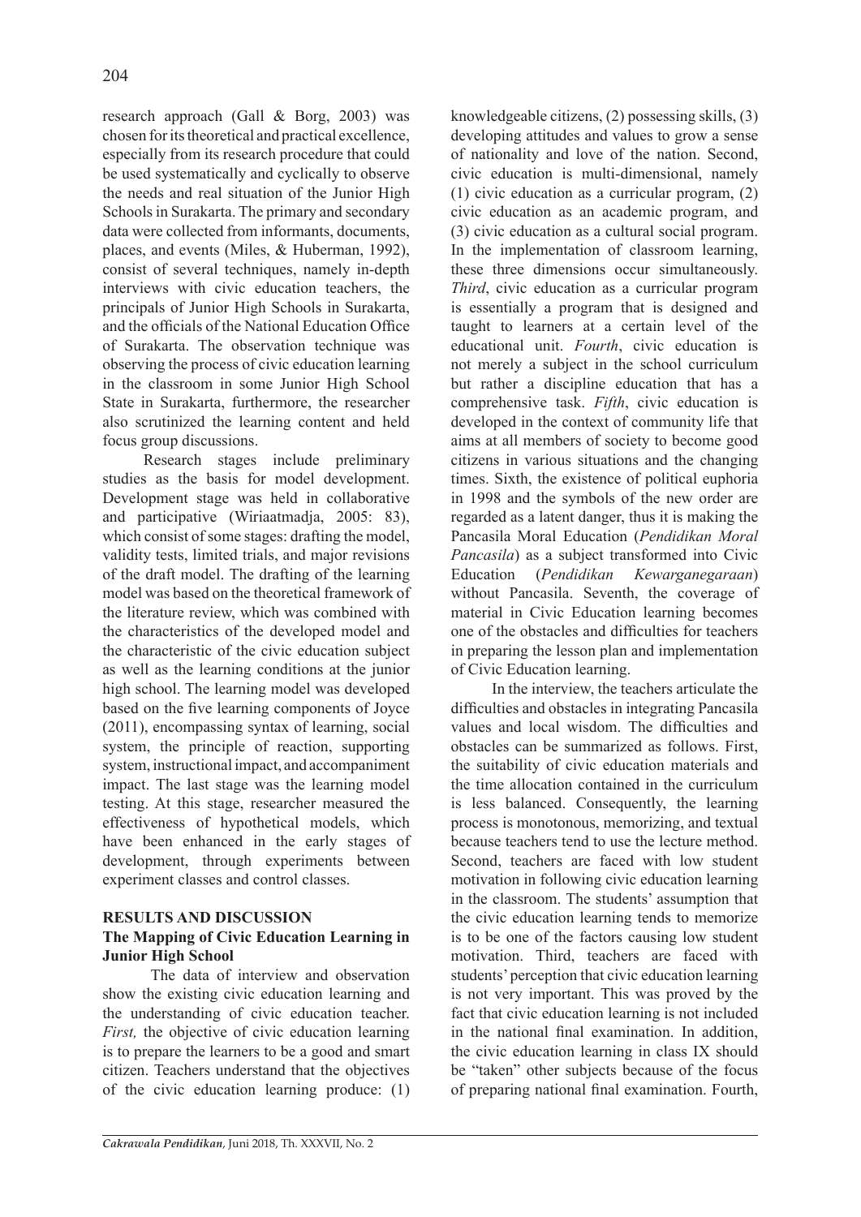research approach (Gall & Borg, 2003) was chosen for its theoretical and practical excellence, especially from its research procedure that could be used systematically and cyclically to observe the needs and real situation of the Junior High Schools in Surakarta. The primary and secondary data were collected from informants, documents, places, and events (Miles, & Huberman, 1992), consist of several techniques, namely in-depth interviews with civic education teachers, the principals of Junior High Schools in Surakarta, and the officials of the National Education Office of Surakarta. The observation technique was observing the process of civic education learning in the classroom in some Junior High School State in Surakarta, furthermore, the researcher also scrutinized the learning content and held focus group discussions.

Research stages include preliminary studies as the basis for model development. Development stage was held in collaborative and participative (Wiriaatmadja, 2005: 83), which consist of some stages: drafting the model, validity tests, limited trials, and major revisions of the draft model. The drafting of the learning model was based on the theoretical framework of the literature review, which was combined with the characteristics of the developed model and the characteristic of the civic education subject as well as the learning conditions at the junior high school. The learning model was developed based on the five learning components of Joyce (2011), encompassing syntax of learning, social system, the principle of reaction, supporting system, instructional impact, and accompaniment impact. The last stage was the learning model testing. At this stage, researcher measured the effectiveness of hypothetical models, which have been enhanced in the early stages of development, through experiments between experiment classes and control classes.

## RESULTS AND DISCUSSION

### The Mapping of Civic Education Learning in Junior High School

The data of interview and observation show the existing civic education learning and the understanding of civic education teacher. *First,* the objective of civic education learning is to prepare the learners to be a good and smart citizen. Teachers understand that the objectives of the civic education learning produce: (1) knowledgeable citizens, (2) possessing skills, (3) developing attitudes and values to grow a sense of nationality and love of the nation. Second, civic education is multi-dimensional, namely (1) civic education as a curricular program, (2) civic education as an academic program, and (3) civic education as a cultural social program. In the implementation of classroom learning, these three dimensions occur simultaneously. *Third*, civic education as a curricular program is essentially a program that is designed and taught to learners at a certain level of the educational unit. *Fourth*, civic education is not merely a subject in the school curriculum but rather a discipline education that has a comprehensive task. *Fifth*, civic education is developed in the context of community life that aims at all members of society to become good citizens in various situations and the changing times. Sixth, the existence of political euphoria in 1998 and the symbols of the new order are regarded as a latent danger, thus it is making the Pancasila Moral Education (*Pendidikan Moral Pancasila*) as a subject transformed into Civic Education (*Pendidikan Kewarganegaraan*) without Pancasila. Seventh, the coverage of material in Civic Education learning becomes one of the obstacles and difficulties for teachers in preparing the lesson plan and implementation of Civic Education learning.

In the interview, the teachers articulate the difficulties and obstacles in integrating Pancasila values and local wisdom. The difficulties and obstacles can be summarized as follows. First, the suitability of civic education materials and the time allocation contained in the curriculum is less balanced. Consequently, the learning process is monotonous, memorizing, and textual because teachers tend to use the lecture method. Second, teachers are faced with low student motivation in following civic education learning in the classroom. The students' assumption that the civic education learning tends to memorize is to be one of the factors causing low student motivation. Third, teachers are faced with students' perception that civic education learning is not very important. This was proved by the fact that civic education learning is not included in the national final examination. In addition, the civic education learning in class IX should be "taken" other subjects because of the focus of preparing national final examination. Fourth,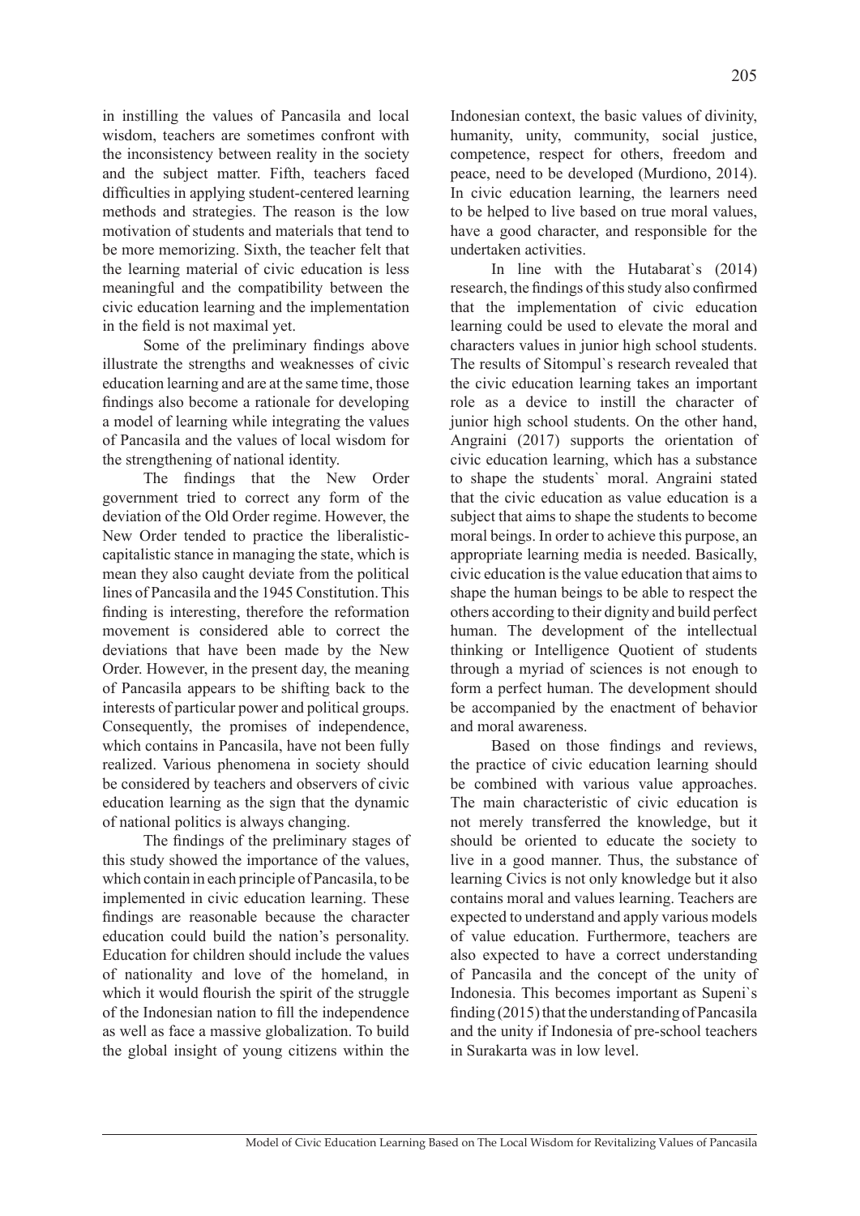in instilling the values of Pancasila and local wisdom, teachers are sometimes confront with the inconsistency between reality in the society and the subject matter. Fifth, teachers faced difficulties in applying student-centered learning methods and strategies. The reason is the low motivation of students and materials that tend to be more memorizing. Sixth, the teacher felt that the learning material of civic education is less meaningful and the compatibility between the civic education learning and the implementation in the field is not maximal yet.

Some of the preliminary findings above illustrate the strengths and weaknesses of civic education learning and are at the same time, those findings also become a rationale for developing a model of learning while integrating the values of Pancasila and the values of local wisdom for the strengthening of national identity.

The findings that the New Order government tried to correct any form of the deviation of the Old Order regime. However, the New Order tended to practice the liberalistic-capitalistic stance in managing the state, which is mean they also caught deviate from the political lines of Pancasila and the 1945 Constitution. This finding is interesting, therefore the reformation movement is considered able to correct the deviations that have been made by the New Order. However, in the present day, the meaning of Pancasila appears to be shifting back to the interests of particular power and political groups. Consequently, the promises of independence, which contains in Pancasila, have not been fully realized. Various phenomena in society should be considered by teachers and observers of civic education learning as the sign that the dynamic of national politics is always changing.

The findings of the preliminary stages of this study showed the importance of the values, which contain in each principle of Pancasila, to be implemented in civic education learning. These findings are reasonable because the character education could build the nation's personality. Education for children should include the values of nationality and love of the homeland, in which it would flourish the spirit of the struggle of the Indonesian nation to fill the independence as well as face a massive globalization. To build the global insight of young citizens within the Indonesian context, the basic values of divinity, humanity, unity, community, social justice, competence, respect for others, freedom and peace, need to be developed (Murdiono, 2014). In civic education learning, the learners need to be helped to live based on true moral values, have a good character, and responsible for the undertaken activities.

In line with the Hutabarat`s (2014) research, the findings of this study also confirmed that the implementation of civic education learning could be used to elevate the moral and characters values in junior high school students. The results of Sitompul`s research revealed that the civic education learning takes an important role as a device to instill the character of junior high school students. On the other hand, Angraini (2017) supports the orientation of civic education learning, which has a substance to shape the students` moral. Angraini stated that the civic education as value education is a subject that aims to shape the students to become moral beings. In order to achieve this purpose, an appropriate learning media is needed. Basically, civic education is the value education that aims to shape the human beings to be able to respect the others according to their dignity and build perfect human. The development of the intellectual thinking or Intelligence Quotient of students through a myriad of sciences is not enough to form a perfect human. The development should be accompanied by the enactment of behavior and moral awareness.

Based on those findings and reviews, the practice of civic education learning should be combined with various value approaches. The main characteristic of civic education is not merely transferred the knowledge, but it should be oriented to educate the society to live in a good manner. Thus, the substance of learning Civics is not only knowledge but it also contains moral and values learning. Teachers are expected to understand and apply various models of value education. Furthermore, teachers are also expected to have a correct understanding of Pancasila and the concept of the unity of Indonesia. This becomes important as Supeni`s finding (2015) that the understanding of Pancasila and the unity if Indonesia of pre-school teachers in Surakarta was in low level.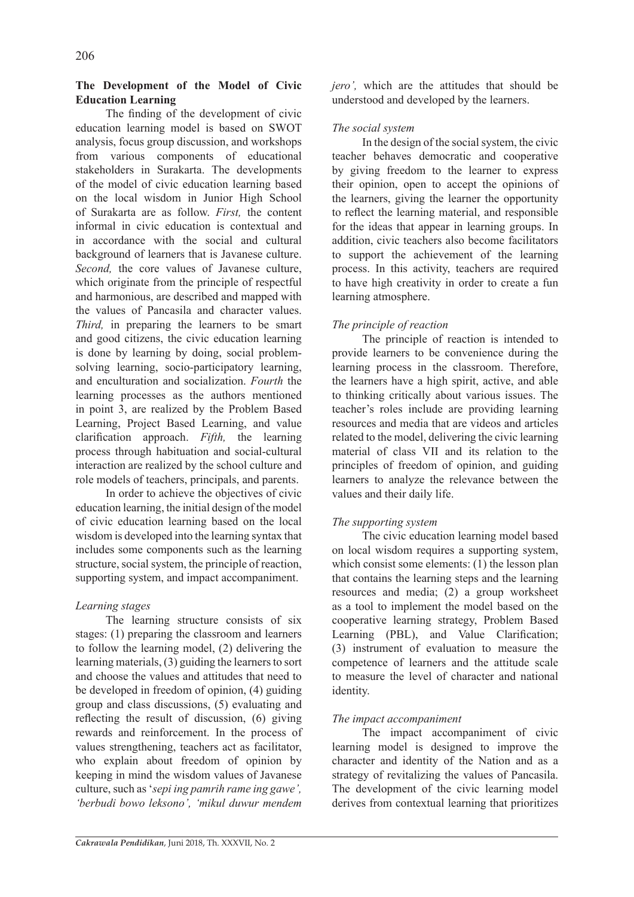## The Development of the Model of Civic Education Learning

The finding of the development of civic education learning model is based on SWOT analysis, focus group discussion, and workshops from various components of educational stakeholders in Surakarta. The developments of the model of civic education learning based on the local wisdom in Junior High School of Surakarta are as follow. *First,* the content informal in civic education is contextual and in accordance with the social and cultural background of learners that is Javanese culture. *Second,* the core values of Javanese culture, which originate from the principle of respectful and harmonious, are described and mapped with the values of Pancasila and character values. *Third,* in preparing the learners to be smart and good citizens, the civic education learning is done by learning by doing, social problem-solving learning, socio-participatory learning, and enculturation and socialization. *Fourth* the learning processes as the authors mentioned in point 3, are realized by the Problem Based Learning, Project Based Learning, and value clarification approach. *Fifth,* the learning process through habituation and social-cultural interaction are realized by the school culture and role models of teachers, principals, and parents.

In order to achieve the objectives of civic education learning, the initial design of the model of civic education learning based on the local wisdom is developed into the learning syntax that includes some components such as the learning structure, social system, the principle of reaction, supporting system, and impact accompaniment.

### *Learning stages*

The learning structure consists of six stages: (1) preparing the classroom and learners to follow the learning model, (2) delivering the learning materials, (3) guiding the learners to sort and choose the values and attitudes that need to be developed in freedom of opinion, (4) guiding group and class discussions, (5) evaluating and reflecting the result of discussion, (6) giving rewards and reinforcement. In the process of values strengthening, teachers act as facilitator, who explain about freedom of opinion by keeping in mind the wisdom values of Javanese culture, such as '*sepi ing pamrih rame ing gawe', 'berbudi bowo leksono', 'mikul duwur mendem jero',* which are the attitudes that should be understood and developed by the learners.

### *The social system*

In the design of the social system, the civic teacher behaves democratic and cooperative by giving freedom to the learner to express their opinion, open to accept the opinions of the learners, giving the learner the opportunity to reflect the learning material, and responsible for the ideas that appear in learning groups. In addition, civic teachers also become facilitators to support the achievement of the learning process. In this activity, teachers are required to have high creativity in order to create a fun learning atmosphere.

### *The principle of reaction*

The principle of reaction is intended to provide learners to be convenience during the learning process in the classroom. Therefore, the learners have a high spirit, active, and able to thinking critically about various issues. The teacher's roles include are providing learning resources and media that are videos and articles related to the model, delivering the civic learning material of class VII and its relation to the principles of freedom of opinion, and guiding learners to analyze the relevance between the values and their daily life.

### *The supporting system*

The civic education learning model based on local wisdom requires a supporting system, which consist some elements: (1) the lesson plan that contains the learning steps and the learning resources and media; (2) a group worksheet as a tool to implement the model based on the cooperative learning strategy, Problem Based Learning (PBL), and Value Clarification; (3) instrument of evaluation to measure the competence of learners and the attitude scale to measure the level of character and national identity.

### *The impact accompaniment*

The impact accompaniment of civic learning model is designed to improve the character and identity of the Nation and as a strategy of revitalizing the values of Pancasila. The development of the civic learning model derives from contextual learning that prioritizes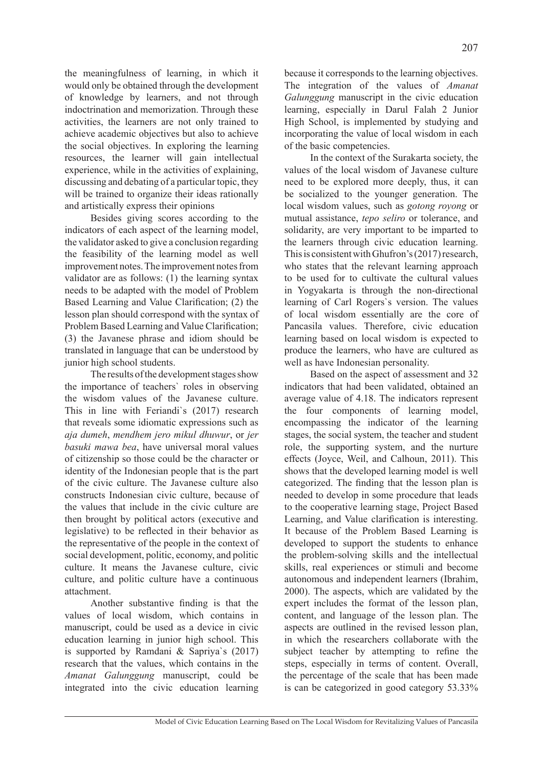the meaningfulness of learning, in which it would only be obtained through the development of knowledge by learners, and not through indoctrination and memorization. Through these activities, the learners are not only trained to achieve academic objectives but also to achieve the social objectives. In exploring the learning resources, the learner will gain intellectual experience, while in the activities of explaining, discussing and debating of a particular topic, they will be trained to organize their ideas rationally and artistically express their opinions

Besides giving scores according to the indicators of each aspect of the learning model, the validator asked to give a conclusion regarding the feasibility of the learning model as well improvement notes. The improvement notes from validator are as follows: (1) the learning syntax needs to be adapted with the model of Problem Based Learning and Value Clarification; (2) the lesson plan should correspond with the syntax of Problem Based Learning and Value Clarification; (3) the Javanese phrase and idiom should be translated in language that can be understood by junior high school students.

The results of the development stages show the importance of teachers` roles in observing the wisdom values of the Javanese culture. This in line with Feriandi`s (2017) research that reveals some idiomatic expressions such as *aja dumeh*, *mendhem jero mikul dhuwur*, or *jer basuki mawa bea*, have universal moral values of citizenship so those could be the character or identity of the Indonesian people that is the part of the civic culture. The Javanese culture also constructs Indonesian civic culture, because of the values that include in the civic culture are then brought by political actors (executive and legislative) to be reflected in their behavior as the representative of the people in the context of social development, politic, economy, and politic culture. It means the Javanese culture, civic culture, and politic culture have a continuous attachment.

Another substantive finding is that the values of local wisdom, which contains in manuscript, could be used as a device in civic education learning in junior high school. This is supported by Ramdani & Sapriya`s (2017) research that the values, which contains in the *Amanat Galunggung* manuscript, could be integrated into the civic education learning because it corresponds to the learning objectives. The integration of the values of *Amanat Galunggung* manuscript in the civic education learning, especially in Darul Falah 2 Junior High School, is implemented by studying and incorporating the value of local wisdom in each of the basic competencies.

In the context of the Surakarta society, the values of the local wisdom of Javanese culture need to be explored more deeply, thus, it can be socialized to the younger generation. The local wisdom values, such as *gotong royong* or mutual assistance, *tepo seliro* or tolerance, and solidarity, are very important to be imparted to the learners through civic education learning. This is consistent with Ghufron's (2017) research, who states that the relevant learning approach to be used for to cultivate the cultural values in Yogyakarta is through the non-directional learning of Carl Rogers`s version. The values of local wisdom essentially are the core of Pancasila values. Therefore, civic education learning based on local wisdom is expected to produce the learners, who have are cultured as well as have Indonesian personality.

Based on the aspect of assessment and 32 indicators that had been validated, obtained an average value of 4.18. The indicators represent the four components of learning model, encompassing the indicator of the learning stages, the social system, the teacher and student role, the supporting system, and the nurture effects (Joyce, Weil, and Calhoun, 2011). This shows that the developed learning model is well categorized. The finding that the lesson plan is needed to develop in some procedure that leads to the cooperative learning stage, Project Based Learning, and Value clarification is interesting. It because of the Problem Based Learning is developed to support the students to enhance the problem-solving skills and the intellectual skills, real experiences or stimuli and become autonomous and independent learners (Ibrahim, 2000). The aspects, which are validated by the expert includes the format of the lesson plan, content, and language of the lesson plan. The aspects are outlined in the revised lesson plan, in which the researchers collaborate with the subject teacher by attempting to refine the steps, especially in terms of content. Overall, the percentage of the scale that has been made is can be categorized in good category 53.33%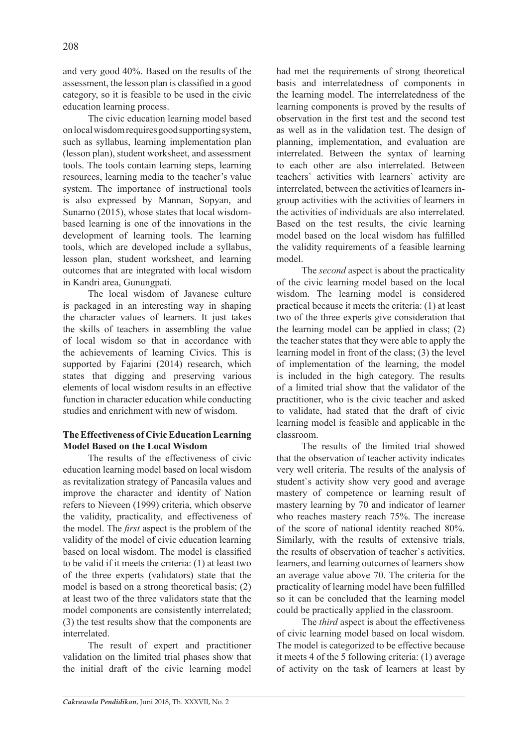and very good 40%. Based on the results of the assessment, the lesson plan is classified in a good category, so it is feasible to be used in the civic education learning process.

The civic education learning model based on local wisdom requires good supporting system, such as syllabus, learning implementation plan (lesson plan), student worksheet, and assessment tools. The tools contain learning steps, learning resources, learning media to the teacher's value system. The importance of instructional tools is also expressed by Mannan, Sopyan, and Sunarno (2015), whose states that local wisdom-based learning is one of the innovations in the development of learning tools. The learning tools, which are developed include a syllabus, lesson plan, student worksheet, and learning outcomes that are integrated with local wisdom in Kandri area, Gunungpati.

The local wisdom of Javanese culture is packaged in an interesting way in shaping the character values of learners. It just takes the skills of teachers in assembling the value of local wisdom so that in accordance with the achievements of learning Civics. This is supported by Fajarini (2014) research, which states that digging and preserving various elements of local wisdom results in an effective function in character education while conducting studies and enrichment with new of wisdom.

**The Effectiveness of Civic Education Learning Model Based on the Local Wisdom**

The results of the effectiveness of civic education learning model based on local wisdom as revitalization strategy of Pancasila values and improve the character and identity of Nation refers to Nieveen (1999) criteria, which observe the validity, practicality, and effectiveness of the model. The *first* aspect is the problem of the validity of the model of civic education learning based on local wisdom. The model is classified to be valid if it meets the criteria: (1) at least two of the three experts (validators) state that the model is based on a strong theoretical basis; (2) at least two of the three validators state that the model components are consistently interrelated; (3) the test results show that the components are interrelated.

The result of expert and practitioner validation on the limited trial phases show that the initial draft of the civic learning model had met the requirements of strong theoretical basis and interrelatedness of components in the learning model. The interrelatedness of the learning components is proved by the results of observation in the first test and the second test as well as in the validation test. The design of planning, implementation, and evaluation are interrelated. Between the syntax of learning to each other are also interrelated. Between teachers` activities with learners` activity are interrelated, between the activities of learners in-group activities with the activities of learners in the activities of individuals are also interrelated. Based on the test results, the civic learning model based on the local wisdom has fulfilled the validity requirements of a feasible learning model.

The *second* aspect is about the practicality of the civic learning model based on the local wisdom. The learning model is considered practical because it meets the criteria: (1) at least two of the three experts give consideration that the learning model can be applied in class; (2) the teacher states that they were able to apply the learning model in front of the class; (3) the level of implementation of the learning, the model is included in the high category. The results of a limited trial show that the validator of the practitioner, who is the civic teacher and asked to validate, had stated that the draft of civic learning model is feasible and applicable in the classroom.

The results of the limited trial showed that the observation of teacher activity indicates very well criteria. The results of the analysis of student`s activity show very good and average mastery of competence or learning result of mastery learning by 70 and indicator of learner who reaches mastery reach 75%. The increase of the score of national identity reached 80%. Similarly, with the results of extensive trials, the results of observation of teacher`s activities, learners, and learning outcomes of learners show an average value above 70. The criteria for the practicality of learning model have been fulfilled so it can be concluded that the learning model could be practically applied in the classroom.

The *third* aspect is about the effectiveness of civic learning model based on local wisdom. The model is categorized to be effective because it meets 4 of the 5 following criteria: (1) average of activity on the task of learners at least by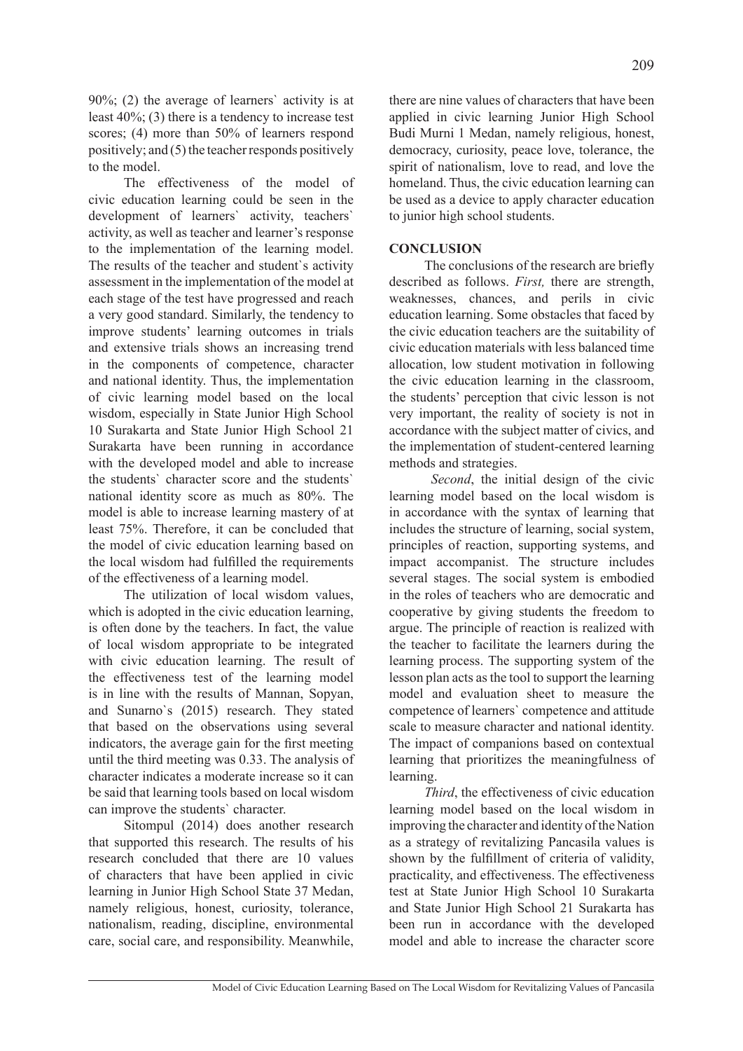90%; (2) the average of learners` activity is at least 40%; (3) there is a tendency to increase test scores; (4) more than 50% of learners respond positively; and (5) the teacher responds positively to the model.

The effectiveness of the model of civic education learning could be seen in the development of learners` activity, teachers` activity, as well as teacher and learner's response to the implementation of the learning model. The results of the teacher and student`s activity assessment in the implementation of the model at each stage of the test have progressed and reach a very good standard. Similarly, the tendency to improve students' learning outcomes in trials and extensive trials shows an increasing trend in the components of competence, character and national identity. Thus, the implementation of civic learning model based on the local wisdom, especially in State Junior High School 10 Surakarta and State Junior High School 21 Surakarta have been running in accordance with the developed model and able to increase the students` character score and the students` national identity score as much as 80%. The model is able to increase learning mastery of at least 75%. Therefore, it can be concluded that the model of civic education learning based on the local wisdom had fulfilled the requirements of the effectiveness of a learning model.

The utilization of local wisdom values, which is adopted in the civic education learning, is often done by the teachers. In fact, the value of local wisdom appropriate to be integrated with civic education learning. The result of the effectiveness test of the learning model is in line with the results of Mannan, Sopyan, and Sunarno`s (2015) research. They stated that based on the observations using several indicators, the average gain for the first meeting until the third meeting was 0.33. The analysis of character indicates a moderate increase so it can be said that learning tools based on local wisdom can improve the students` character.

Sitompul (2014) does another research that supported this research. The results of his research concluded that there are 10 values of characters that have been applied in civic learning in Junior High School State 37 Medan, namely religious, honest, curiosity, tolerance, nationalism, reading, discipline, environmental care, social care, and responsibility. Meanwhile, there are nine values of characters that have been applied in civic learning Junior High School Budi Murni 1 Medan, namely religious, honest, democracy, curiosity, peace love, tolerance, the spirit of nationalism, love to read, and love the homeland. Thus, the civic education learning can be used as a device to apply character education to junior high school students.

## CONCLUSION

The conclusions of the research are briefly described as follows. *First,* there are strength, weaknesses, chances, and perils in civic education learning. Some obstacles that faced by the civic education teachers are the suitability of civic education materials with less balanced time allocation, low student motivation in following the civic education learning in the classroom, the students' perception that civic lesson is not very important, the reality of society is not in accordance with the subject matter of civics, and the implementation of student-centered learning methods and strategies.

*Second*, the initial design of the civic learning model based on the local wisdom is in accordance with the syntax of learning that includes the structure of learning, social system, principles of reaction, supporting systems, and impact accompanist. The structure includes several stages. The social system is embodied in the roles of teachers who are democratic and cooperative by giving students the freedom to argue. The principle of reaction is realized with the teacher to facilitate the learners during the learning process. The supporting system of the lesson plan acts as the tool to support the learning model and evaluation sheet to measure the competence of learners` competence and attitude scale to measure character and national identity. The impact of companions based on contextual learning that prioritizes the meaningfulness of learning.

*Third*, the effectiveness of civic education learning model based on the local wisdom in improving the character and identity of the Nation as a strategy of revitalizing Pancasila values is shown by the fulfillment of criteria of validity, practicality, and effectiveness. The effectiveness test at State Junior High School 10 Surakarta and State Junior High School 21 Surakarta has been run in accordance with the developed model and able to increase the character score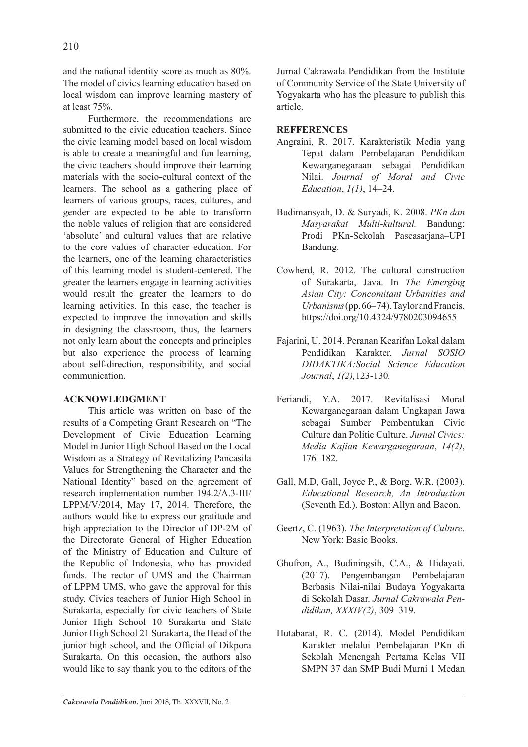and the national identity score as much as 80%. The model of civics learning education based on local wisdom can improve learning mastery of at least 75%.

Furthermore, the recommendations are submitted to the civic education teachers. Since the civic learning model based on local wisdom is able to create a meaningful and fun learning, the civic teachers should improve their learning materials with the socio-cultural context of the learners. The school as a gathering place of learners of various groups, races, cultures, and gender are expected to be able to transform the noble values of religion that are considered 'absolute' and cultural values that are relative to the core values of character education. For the learners, one of the learning characteristics of this learning model is student-centered. The greater the learners engage in learning activities would result the greater the learners to do learning activities. In this case, the teacher is expected to improve the innovation and skills in designing the classroom, thus, the learners not only learn about the concepts and principles but also experience the process of learning about self-direction, responsibility, and social communication.

## ACKNOWLEDGMENT

This article was written on base of the results of a Competing Grant Research on "The Development of Civic Education Learning Model in Junior High School Based on the Local Wisdom as a Strategy of Revitalizing Pancasila Values for Strengthening the Character and the National Identity" based on the agreement of research implementation number 194.2/A.3-III/LPPM/V/2014, May 17, 2014. Therefore, the authors would like to express our gratitude and high appreciation to the Director of DP-2M of the Directorate General of Higher Education of the Ministry of Education and Culture of the Republic of Indonesia, who has provided funds. The rector of UMS and the Chairman of LPPM UMS, who gave the approval for this study. Civics teachers of Junior High School in Surakarta, especially for civic teachers of State Junior High School 10 Surakarta and State Junior High School 21 Surakarta, the Head of the junior high school, and the Official of Dikpora Surakarta. On this occasion, the authors also would like to say thank you to the editors of the Jurnal Cakrawala Pendidikan from the Institute of Community Service of the State University of Yogyakarta who has the pleasure to publish this article.

## REFFERENCES

Angraini, R. 2017. Karakteristik Media yang Tepat dalam Pembelajaran Pendidikan Kewarganegaraan sebagai Pendidikan Nilai. *Journal of Moral and Civic Education*, *1(1)*, 14–24.

Budimansyah, D. & Suryadi, K. 2008. *PKn dan Masyarakat Multi-kultural.* Bandung: Prodi PKn-Sekolah Pascasarjana–UPI Bandung.

Cowherd, R. 2012. The cultural construction of Surakarta, Java. In *The Emerging Asian City: Concomitant Urbanities and Urbanisms* (pp. 66–74). Taylor and Francis. https://doi.org/10.4324/9780203094655

Fajarini, U. 2014. Peranan Kearifan Lokal dalam Pendidikan Karakter. *Jurnal SOSIO DIDAKTIKA:Social Science Education Journal*, *1(2),*123-130*.*

Feriandi, Y.A. 2017. Revitalisasi Moral Kewarganegaraan dalam Ungkapan Jawa sebagai Sumber Pembentukan Civic Culture dan Politic Culture. *Jurnal Civics: Media Kajian Kewarganegaraan*, *14(2)*, 176–182.

Gall, M.D, Gall, Joyce P., & Borg, W.R. (2003). *Educational Research, An Introduction* (Seventh Ed.). Boston: Allyn and Bacon.

Geertz, C. (1963). *The Interpretation of Culture*. New York: Basic Books.

Ghufron, A., Budiningsih, C.A., & Hidayati. (2017). Pengembangan Pembelajaran Berbasis Nilai-nilai Budaya Yogyakarta di Sekolah Dasar. *Jurnal Cakrawala Pendidikan, XXXIV(2)*, 309–319.

Hutabarat, R. C. (2014). Model Pendidikan Karakter melalui Pembelajaran PKn di Sekolah Menengah Pertama Kelas VII SMPN 37 dan SMP Budi Murni 1 Medan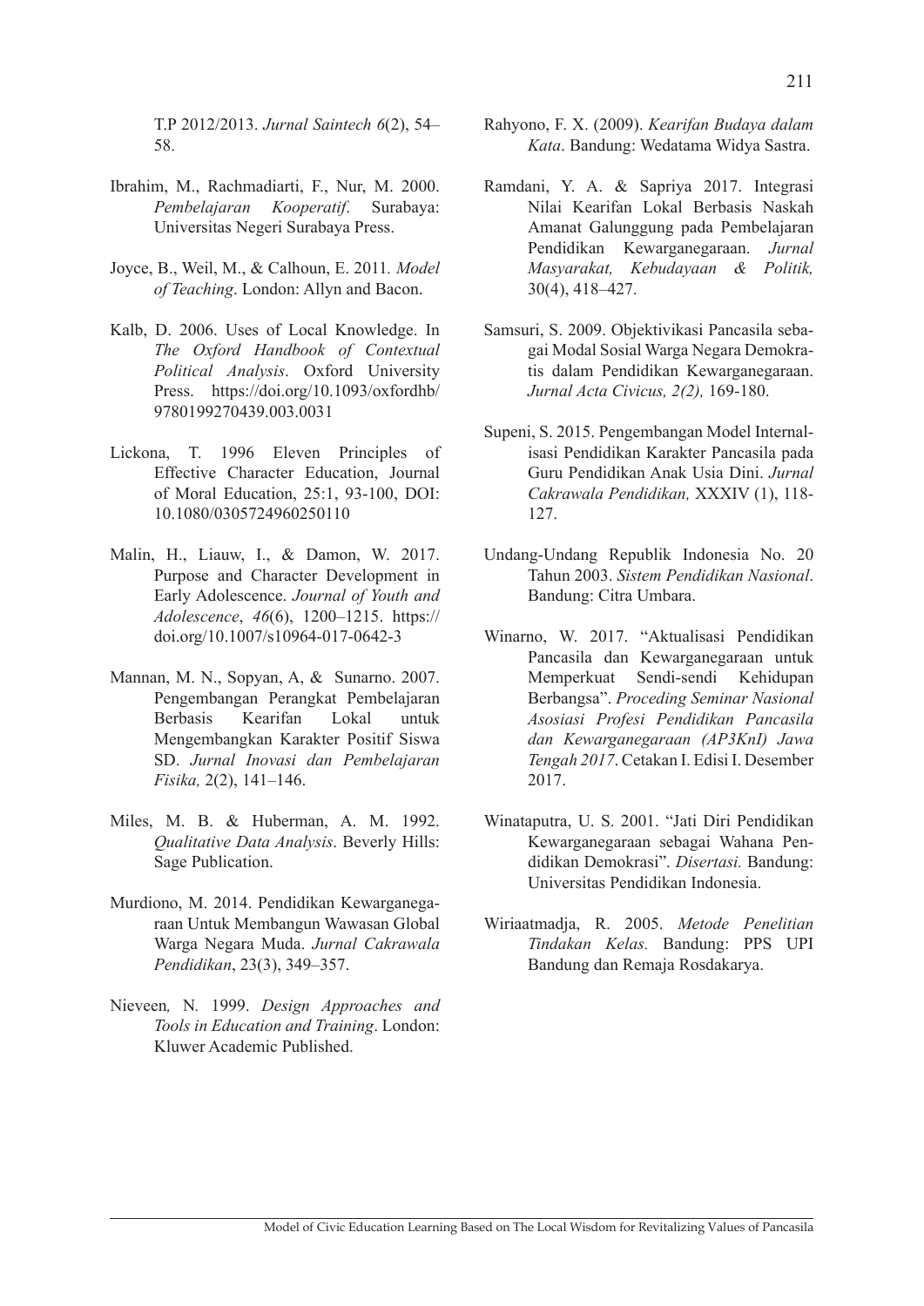T.P 2012/2013. *Jurnal Saintech 6*(2), 54–58.

Ibrahim, M., Rachmadiarti, F., Nur, M. 2000. *Pembelajaran Kooperatif*. Surabaya: Universitas Negeri Surabaya Press.

Joyce, B., Weil, M., & Calhoun, E. 2011. *Model of Teaching*. London: Allyn and Bacon.

Kalb, D. 2006. Uses of Local Knowledge. In *The Oxford Handbook of Contextual Political Analysis*. Oxford University Press. https://doi.org/10.1093/oxfordhb/9780199270439.003.0031

Lickona, T. 1996 Eleven Principles of Effective Character Education, Journal of Moral Education, 25:1, 93-100, DOI: 10.1080/0305724960250110

Malin, H., Liauw, I., & Damon, W. 2017. Purpose and Character Development in Early Adolescence. *Journal of Youth and Adolescence*, *46*(6), 1200–1215. https://doi.org/10.1007/s10964-017-0642-3

Mannan, M. N., Sopyan, A, & Sunarno. 2007. Pengembangan Perangkat Pembelajaran Berbasis Kearifan Lokal untuk Mengembangkan Karakter Positif Siswa SD. *Jurnal Inovasi dan Pembelajaran Fisika,* 2(2), 141–146.

Miles, M. B. & Huberman, A. M. 1992. *Qualitative Data Analysis*. Beverly Hills: Sage Publication.

Murdiono, M. 2014. Pendidikan Kewarganegaraan Untuk Membangun Wawasan Global Warga Negara Muda. *Jurnal Cakrawala Pendidikan*, 23(3), 349–357.

Nieveen*,* N*.* 1999. *Design Approaches and Tools in Education and Training*. London: Kluwer Academic Published.

Rahyono, F. X. (2009). *Kearifan Budaya dalam Kata*. Bandung: Wedatama Widya Sastra.

Ramdani, Y. A. & Sapriya 2017. Integrasi Nilai Kearifan Lokal Berbasis Naskah Amanat Galunggung pada Pembelajaran Pendidikan Kewarganegaraan. *Jurnal Masyarakat, Kebudayaan & Politik,* 30(4), 418–427.

Samsuri, S. 2009. Objektivikasi Pancasila sebagai Modal Sosial Warga Negara Demokratis dalam Pendidikan Kewarganegaraan. *Jurnal Acta Civicus, 2(2),* 169-180.

Supeni, S. 2015. Pengembangan Model Internalisasi Pendidikan Karakter Pancasila pada Guru Pendidikan Anak Usia Dini. *Jurnal Cakrawala Pendidikan,* XXXIV (1), 118-127.

Undang-Undang Republik Indonesia No. 20 Tahun 2003. *Sistem Pendidikan Nasional*. Bandung: Citra Umbara.

Winarno, W. 2017. "Aktualisasi Pendidikan Pancasila dan Kewarganegaraan untuk Memperkuat Sendi-sendi Kehidupan Berbangsa". *Proceding Seminar Nasional Asosiasi Profesi Pendidikan Pancasila dan Kewarganegaraan (AP3KnI) Jawa Tengah 2017*. Cetakan I. Edisi I. Desember 2017.

Winataputra, U. S. 2001. "Jati Diri Pendidikan Kewarganegaraan sebagai Wahana Pendidikan Demokrasi". *Disertasi.* Bandung: Universitas Pendidikan Indonesia.

Wiriaatmadja, R. 2005. *Metode Penelitian Tindakan Kelas.* Bandung: PPS UPI Bandung dan Remaja Rosdakarya.